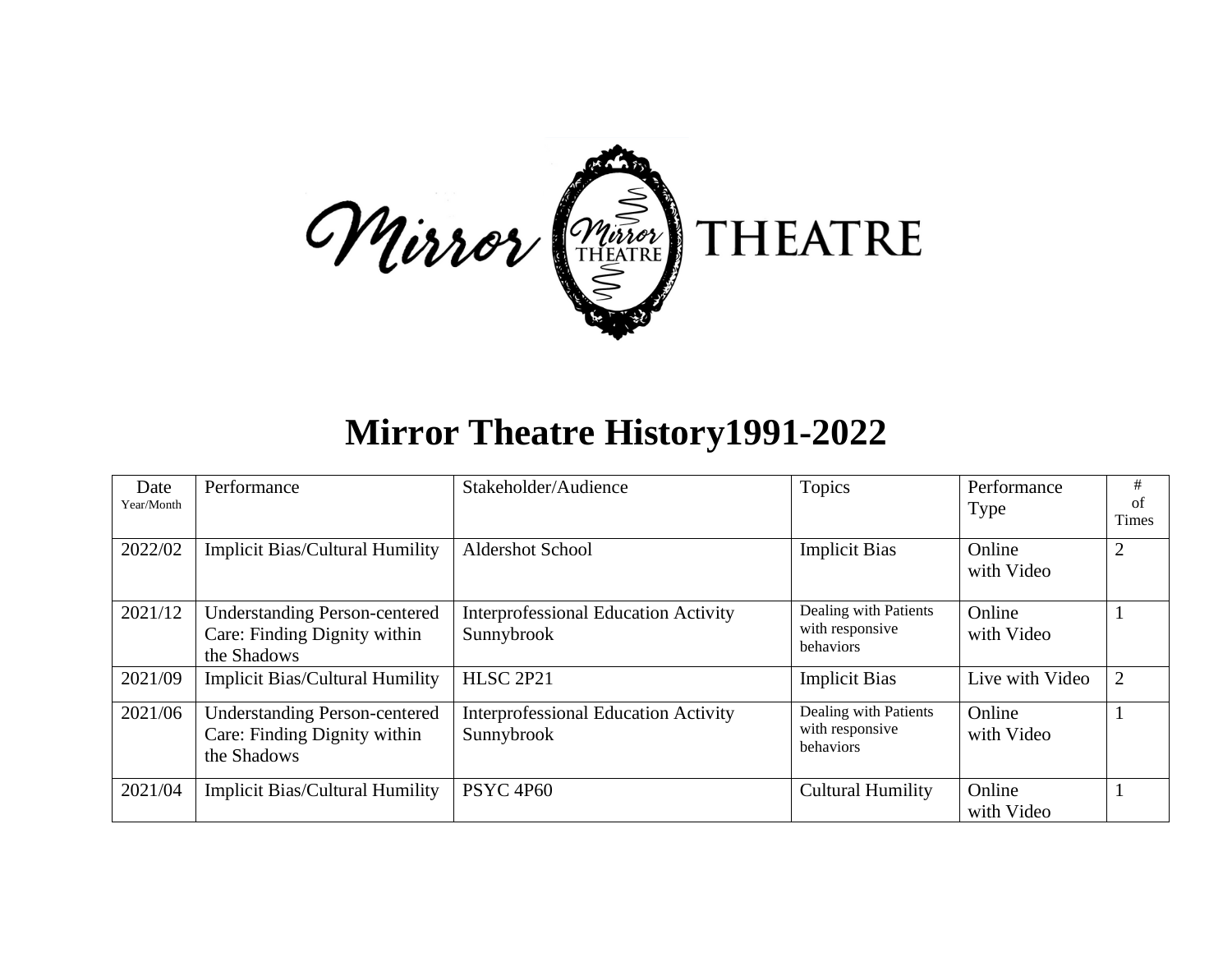# Mirror Theatre History1991-2022

| Date Year/Month | Performance | Stakeholder/Audience | Topics | Performance Type | # of Times |
|---|---|---|---|---|---|
| 2022/02 | Implicit Bias/Cultural Humility | Aldershot School | Implicit Bias | Online with Video | 2 |
| 2021/12 | Understanding Person-centered Care: Finding Dignity within the Shadows | Interprofessional Education Activity Sunnybrook | Dealing with Patients with responsive behaviors | Online with Video | 1 |
| 2021/09 | Implicit Bias/Cultural Humility | HLSC 2P21 | Implicit Bias | Live with Video | 2 |
| 2021/06 | Understanding Person-centered Care: Finding Dignity within the Shadows | Interprofessional Education Activity Sunnybrook | Dealing with Patients with responsive behaviors | Online with Video | 1 |
| 2021/04 | Implicit Bias/Cultural Humility | PSYC 4P60 | Cultural Humility | Online with Video | 1 |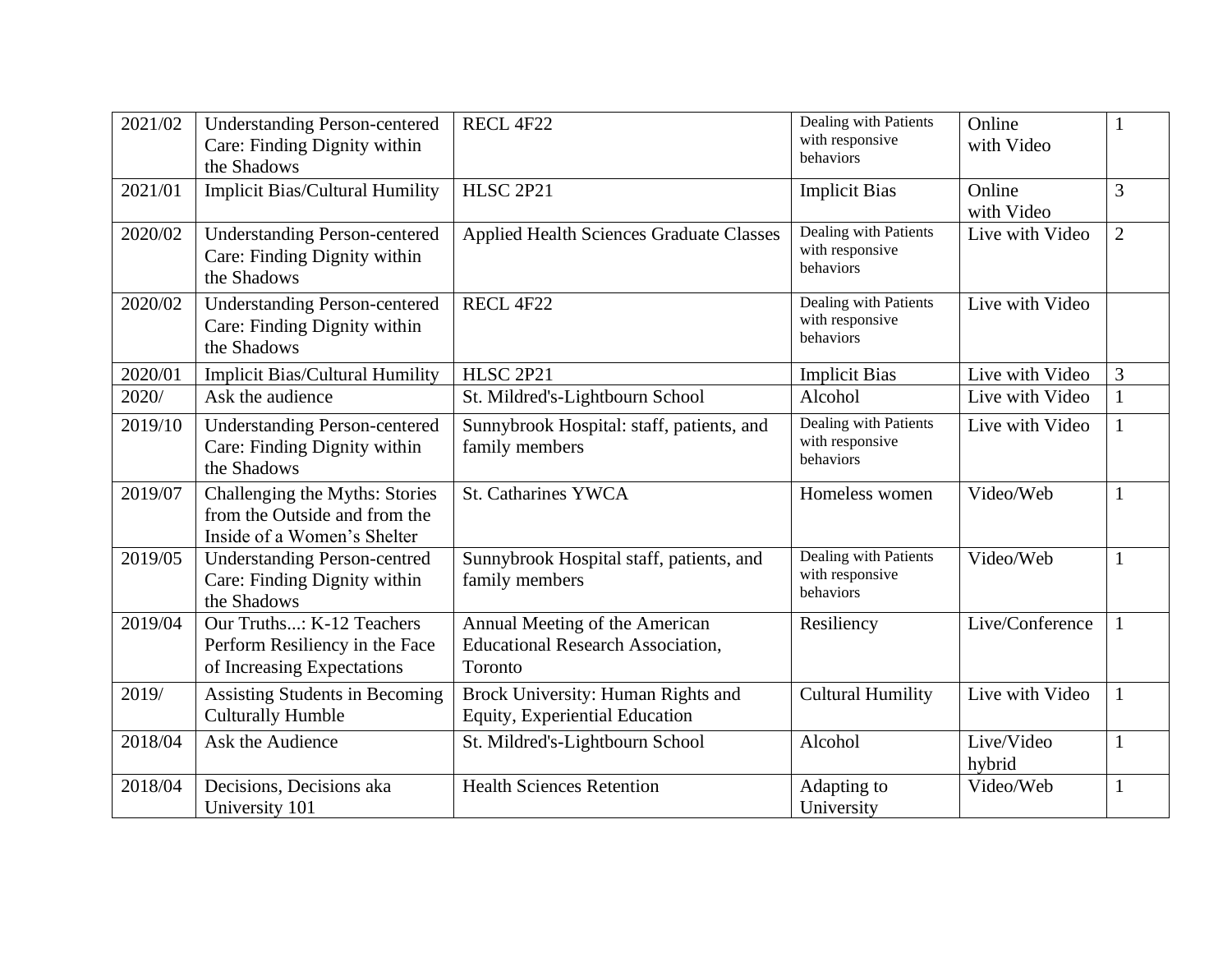| 2021/02 | Understanding Person-centered Care: Finding Dignity within the Shadows | RECL 4F22 | Dealing with Patients with responsive behaviors | Online with Video | 1 |
|---|---|---|---|---|---|
| 2021/01 | Implicit Bias/Cultural Humility | HLSC 2P21 | Implicit Bias | Online with Video | 3 |
| 2020/02 | Understanding Person-centered Care: Finding Dignity within the Shadows | Applied Health Sciences Graduate Classes | Dealing with Patients with responsive behaviors | Live with Video | 2 |
| 2020/02 | Understanding Person-centered Care: Finding Dignity within the Shadows | RECL 4F22 | Dealing with Patients with responsive behaviors | Live with Video | |
| 2020/01 | Implicit Bias/Cultural Humility | HLSC 2P21 | Implicit Bias | Live with Video | 3 |
| 2020/ | Ask the audience | St. Mildred's-Lightbourn School | Alcohol | Live with Video | 1 |
| 2019/10 | Understanding Person-centered Care: Finding Dignity within the Shadows | Sunnybrook Hospital: staff, patients, and family members | Dealing with Patients with responsive behaviors | Live with Video | 1 |
| 2019/07 | Challenging the Myths: Stories from the Outside and from the Inside of a Women's Shelter | St. Catharines YWCA | Homeless women | Video/Web | 1 |
| 2019/05 | Understanding Person-centred Care: Finding Dignity within the Shadows | Sunnybrook Hospital staff, patients, and family members | Dealing with Patients with responsive behaviors | Video/Web | 1 |
| 2019/04 | Our Truths...: K-12 Teachers Perform Resiliency in the Face of Increasing Expectations | Annual Meeting of the American Educational Research Association, Toronto | Resiliency | Live/Conference | 1 |
| 2019/ | Assisting Students in Becoming Culturally Humble | Brock University: Human Rights and Equity, Experiential Education | Cultural Humility | Live with Video | 1 |
| 2018/04 | Ask the Audience | St. Mildred's-Lightbourn School | Alcohol | Live/Video hybrid | 1 |
| 2018/04 | Decisions, Decisions aka University 101 | Health Sciences Retention | Adapting to University | Video/Web | 1 |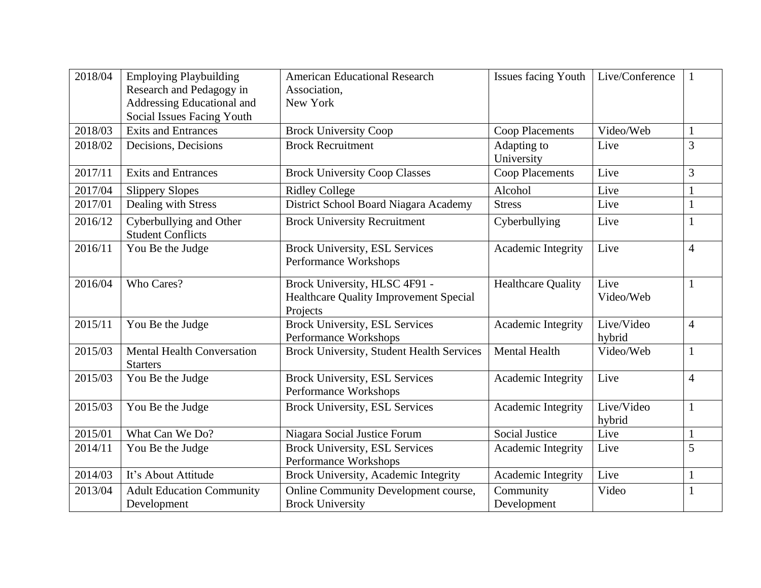| | | | | | |
|---|---|---|---|---|---|
| 2018/04 | Employing Playbuilding Research and Pedagogy in Addressing Educational and Social Issues Facing Youth | American Educational Research Association, New York | Issues facing Youth | Live/Conference | 1 |
| 2018/03 | Exits and Entrances | Brock University Coop | Coop Placements | Video/Web | 1 |
| 2018/02 | Decisions, Decisions | Brock Recruitment | Adapting to University | Live | 3 |
| 2017/11 | Exits and Entrances | Brock University Coop Classes | Coop Placements | Live | 3 |
| 2017/04 | Slippery Slopes | Ridley College | Alcohol | Live | 1 |
| 2017/01 | Dealing with Stress | District School Board Niagara Academy | Stress | Live | 1 |
| 2016/12 | Cyberbullying and Other Student Conflicts | Brock University Recruitment | Cyberbullying | Live | 1 |
| 2016/11 | You Be the Judge | Brock University, ESL Services Performance Workshops | Academic Integrity | Live | 4 |
| 2016/04 | Who Cares? | Brock University, HLSC 4F91 - Healthcare Quality Improvement Special Projects | Healthcare Quality | Live Video/Web | 1 |
| 2015/11 | You Be the Judge | Brock University, ESL Services Performance Workshops | Academic Integrity | Live/Video hybrid | 4 |
| 2015/03 | Mental Health Conversation Starters | Brock University, Student Health Services | Mental Health | Video/Web | 1 |
| 2015/03 | You Be the Judge | Brock University, ESL Services Performance Workshops | Academic Integrity | Live | 4 |
| 2015/03 | You Be the Judge | Brock University, ESL Services | Academic Integrity | Live/Video hybrid | 1 |
| 2015/01 | What Can We Do? | Niagara Social Justice Forum | Social Justice | Live | 1 |
| 2014/11 | You Be the Judge | Brock University, ESL Services Performance Workshops | Academic Integrity | Live | 5 |
| 2014/03 | It's About Attitude | Brock University, Academic Integrity | Academic Integrity | Live | 1 |
| 2013/04 | Adult Education Community Development | Online Community Development course, Brock University | Community Development | Video | 1 |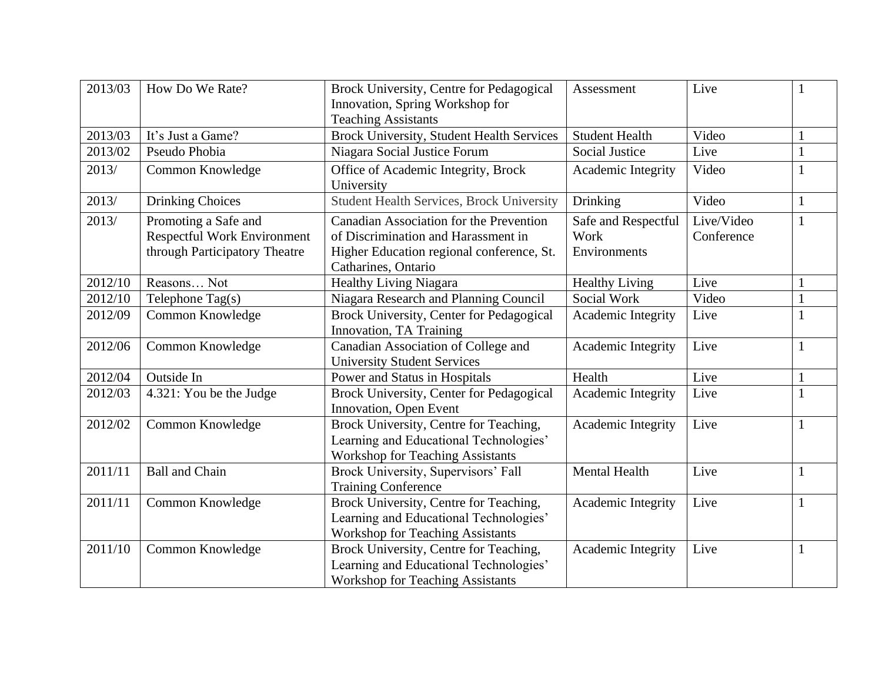| | | | | | |
|---|---|---|---|---|---|
| 2013/03 | How Do We Rate? | Brock University, Centre for Pedagogical Innovation, Spring Workshop for Teaching Assistants | Assessment | Live | 1 |
| 2013/03 | It's Just a Game? | Brock University, Student Health Services | Student Health | Video | 1 |
| 2013/02 | Pseudo Phobia | Niagara Social Justice Forum | Social Justice | Live | 1 |
| 2013/ | Common Knowledge | Office of Academic Integrity, Brock University | Academic Integrity | Video | 1 |
| 2013/ | Drinking Choices | Student Health Services, Brock University | Drinking | Video | 1 |
| 2013/ | Promoting a Safe and Respectful Work Environment through Participatory Theatre | Canadian Association for the Prevention of Discrimination and Harassment in Higher Education regional conference, St. Catharines, Ontario | Safe and Respectful Work Environments | Live/Video Conference | 1 |
| 2012/10 | Reasons… Not | Healthy Living Niagara | Healthy Living | Live | 1 |
| 2012/10 | Telephone Tag(s) | Niagara Research and Planning Council | Social Work | Video | 1 |
| 2012/09 | Common Knowledge | Brock University, Center for Pedagogical Innovation, TA Training | Academic Integrity | Live | 1 |
| 2012/06 | Common Knowledge | Canadian Association of College and University Student Services | Academic Integrity | Live | 1 |
| 2012/04 | Outside In | Power and Status in Hospitals | Health | Live | 1 |
| 2012/03 | 4.321: You be the Judge | Brock University, Center for Pedagogical Innovation, Open Event | Academic Integrity | Live | 1 |
| 2012/02 | Common Knowledge | Brock University, Centre for Teaching, Learning and Educational Technologies' Workshop for Teaching Assistants | Academic Integrity | Live | 1 |
| 2011/11 | Ball and Chain | Brock University, Supervisors' Fall Training Conference | Mental Health | Live | 1 |
| 2011/11 | Common Knowledge | Brock University, Centre for Teaching, Learning and Educational Technologies' Workshop for Teaching Assistants | Academic Integrity | Live | 1 |
| 2011/10 | Common Knowledge | Brock University, Centre for Teaching, Learning and Educational Technologies' Workshop for Teaching Assistants | Academic Integrity | Live | 1 |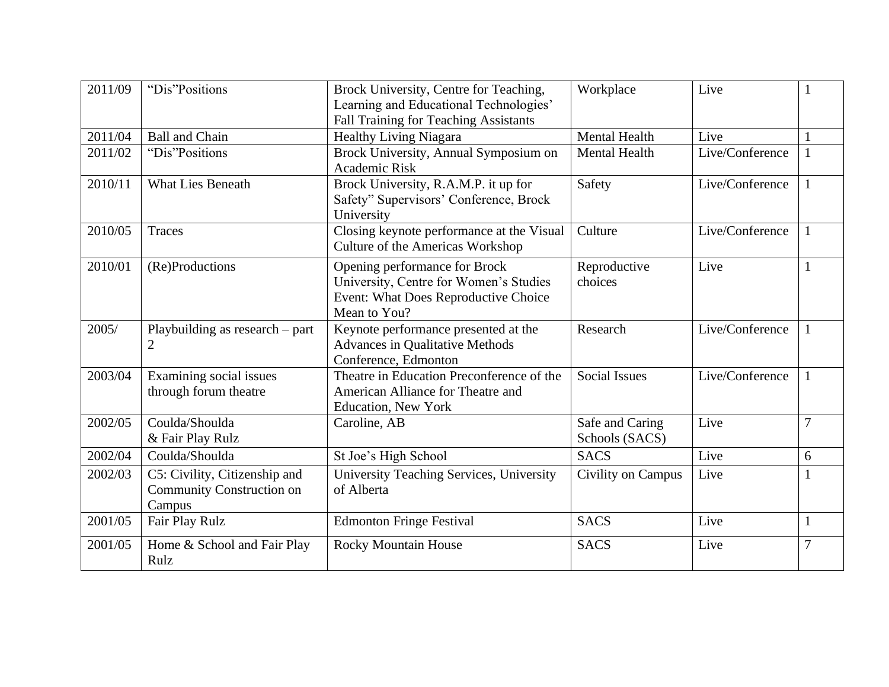| 2011/09 | "Dis"Positions | Brock University, Centre for Teaching, Learning and Educational Technologies' Fall Training for Teaching Assistants | Workplace | Live | 1 |
|---|---|---|---|---|---|
| 2011/04 | Ball and Chain | Healthy Living Niagara | Mental Health | Live | 1 |
| 2011/02 | "Dis"Positions | Brock University, Annual Symposium on Academic Risk | Mental Health | Live/Conference | 1 |
| 2010/11 | What Lies Beneath | Brock University, R.A.M.P. it up for Safety" Supervisors' Conference, Brock University | Safety | Live/Conference | 1 |
| 2010/05 | Traces | Closing keynote performance at the Visual Culture of the Americas Workshop | Culture | Live/Conference | 1 |
| 2010/01 | (Re)Productions | Opening performance for Brock University, Centre for Women's Studies Event: What Does Reproductive Choice Mean to You? | Reproductive choices | Live | 1 |
| 2005/ | Playbuilding as research – part 2 | Keynote performance presented at the Advances in Qualitative Methods Conference, Edmonton | Research | Live/Conference | 1 |
| 2003/04 | Examining social issues through forum theatre | Theatre in Education Preconference of the American Alliance for Theatre and Education, New York | Social Issues | Live/Conference | 1 |
| 2002/05 | Coulda/Shoulda & Fair Play Rulz | Caroline, AB | Safe and Caring Schools (SACS) | Live | 7 |
| 2002/04 | Coulda/Shoulda | St Joe's High School | SACS | Live | 6 |
| 2002/03 | C5: Civility, Citizenship and Community Construction on Campus | University Teaching Services, University of Alberta | Civility on Campus | Live | 1 |
| 2001/05 | Fair Play Rulz | Edmonton Fringe Festival | SACS | Live | 1 |
| 2001/05 | Home & School and Fair Play Rulz | Rocky Mountain House | SACS | Live | 7 |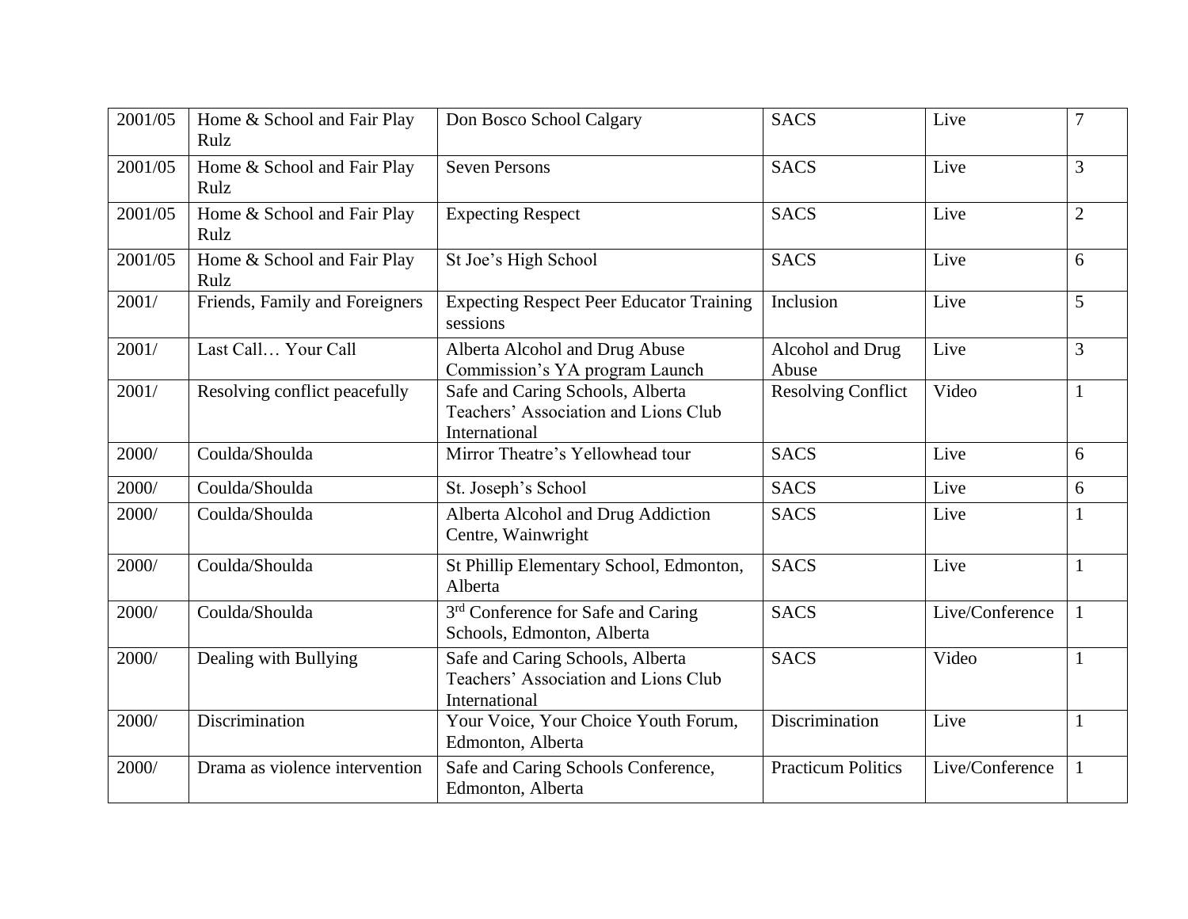| | | | | | |
|---|---|---|---|---|---|
| 2001/05 | Home & School and Fair Play Rulz | Don Bosco School Calgary | SACS | Live | 7 |
| 2001/05 | Home & School and Fair Play Rulz | Seven Persons | SACS | Live | 3 |
| 2001/05 | Home & School and Fair Play Rulz | Expecting Respect | SACS | Live | 2 |
| 2001/05 | Home & School and Fair Play Rulz | St Joe's High School | SACS | Live | 6 |
| 2001/ | Friends, Family and Foreigners | Expecting Respect Peer Educator Training sessions | Inclusion | Live | 5 |
| 2001/ | Last Call… Your Call | Alberta Alcohol and Drug Abuse Commission's YA program Launch | Alcohol and Drug Abuse | Live | 3 |
| 2001/ | Resolving conflict peacefully | Safe and Caring Schools, Alberta Teachers' Association and Lions Club International | Resolving Conflict | Video | 1 |
| 2000/ | Coulda/Shoulda | Mirror Theatre's Yellowhead tour | SACS | Live | 6 |
| 2000/ | Coulda/Shoulda | St. Joseph's School | SACS | Live | 6 |
| 2000/ | Coulda/Shoulda | Alberta Alcohol and Drug Addiction Centre, Wainwright | SACS | Live | 1 |
| 2000/ | Coulda/Shoulda | St Phillip Elementary School, Edmonton, Alberta | SACS | Live | 1 |
| 2000/ | Coulda/Shoulda | 3rd Conference for Safe and Caring Schools, Edmonton, Alberta | SACS | Live/Conference | 1 |
| 2000/ | Dealing with Bullying | Safe and Caring Schools, Alberta Teachers' Association and Lions Club International | SACS | Video | 1 |
| 2000/ | Discrimination | Your Voice, Your Choice Youth Forum, Edmonton, Alberta | Discrimination | Live | 1 |
| 2000/ | Drama as violence intervention | Safe and Caring Schools Conference, Edmonton, Alberta | Practicum Politics | Live/Conference | 1 |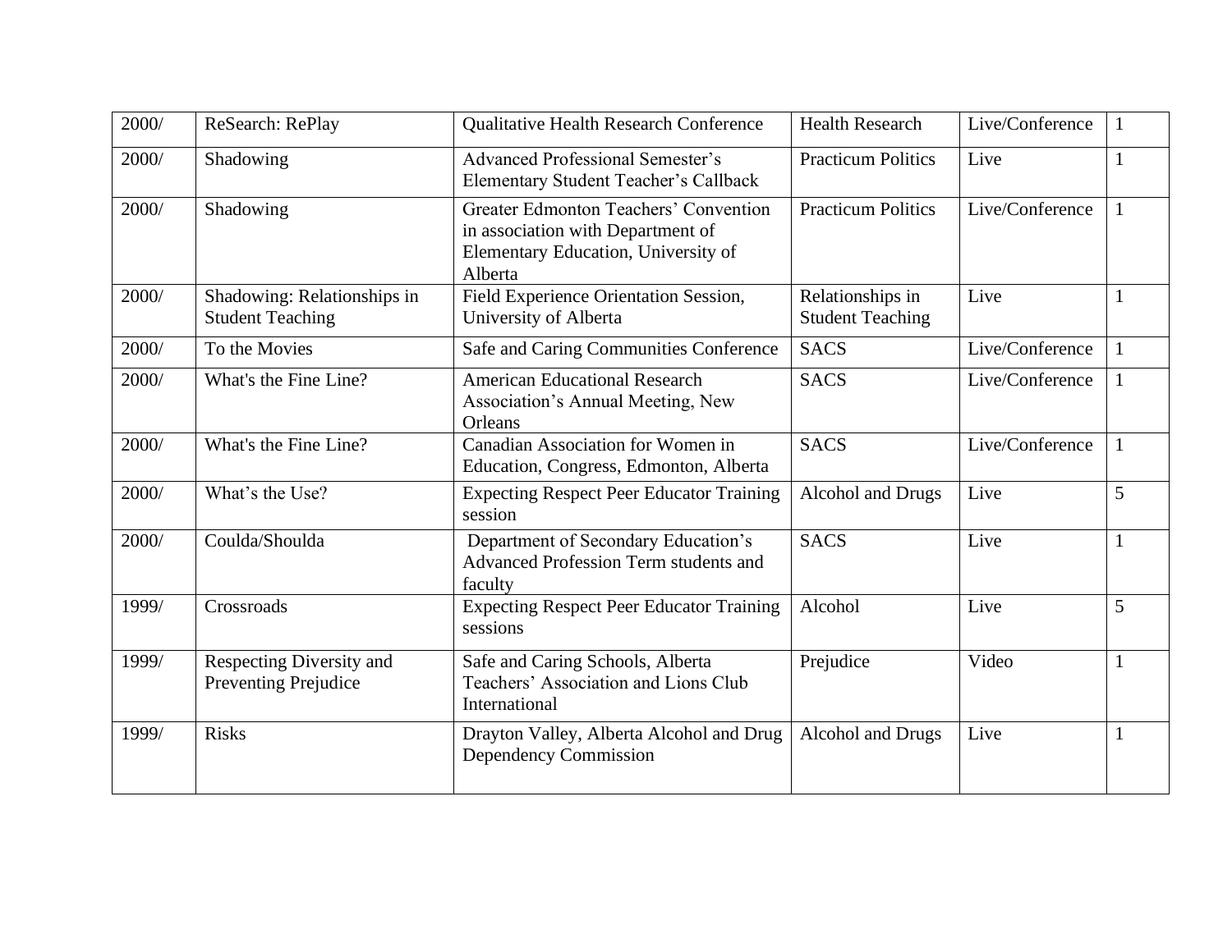| | | | | | |
|---|---|---|---|---|---|
| 2000/ | ReSearch: RePlay | Qualitative Health Research Conference | Health Research | Live/Conference | 1 |
| 2000/ | Shadowing | Advanced Professional Semester's Elementary Student Teacher's Callback | Practicum Politics | Live | 1 |
| 2000/ | Shadowing | Greater Edmonton Teachers' Convention in association with Department of Elementary Education, University of Alberta | Practicum Politics | Live/Conference | 1 |
| 2000/ | Shadowing: Relationships in Student Teaching | Field Experience Orientation Session, University of Alberta | Relationships in Student Teaching | Live | 1 |
| 2000/ | To the Movies | Safe and Caring Communities Conference | SACS | Live/Conference | 1 |
| 2000/ | What's the Fine Line? | American Educational Research Association's Annual Meeting, New Orleans | SACS | Live/Conference | 1 |
| 2000/ | What's the Fine Line? | Canadian Association for Women in Education, Congress, Edmonton, Alberta | SACS | Live/Conference | 1 |
| 2000/ | What's the Use? | Expecting Respect Peer Educator Training session | Alcohol and Drugs | Live | 5 |
| 2000/ | Coulda/Shoulda | Department of Secondary Education's Advanced Profession Term students and faculty | SACS | Live | 1 |
| 1999/ | Crossroads | Expecting Respect Peer Educator Training sessions | Alcohol | Live | 5 |
| 1999/ | Respecting Diversity and Preventing Prejudice | Safe and Caring Schools, Alberta Teachers' Association and Lions Club International | Prejudice | Video | 1 |
| 1999/ | Risks | Drayton Valley, Alberta Alcohol and Drug Dependency Commission | Alcohol and Drugs | Live | 1 |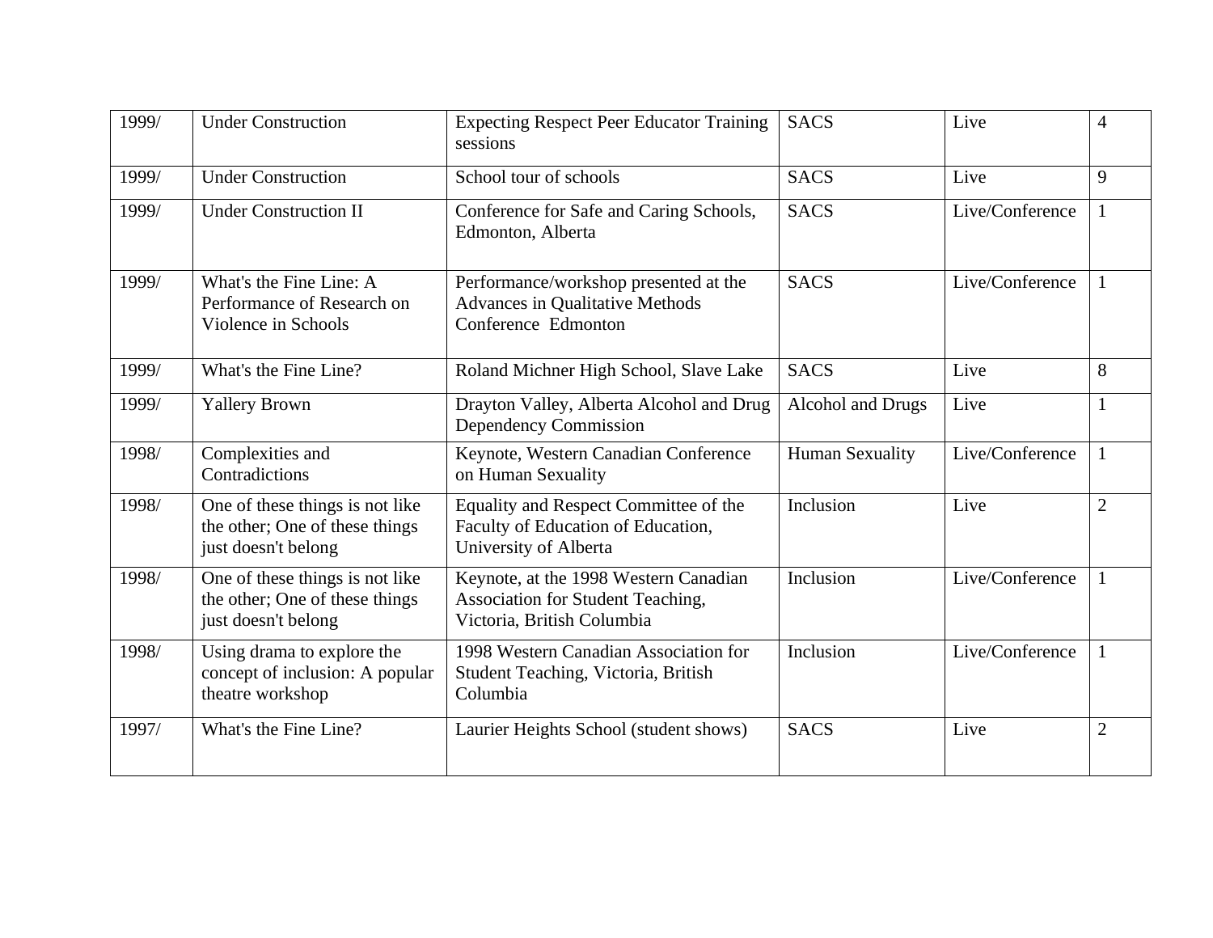| 1999/ | Under Construction | Expecting Respect Peer Educator Training sessions | SACS | Live | 4 |
|---|---|---|---|---|---|
| 1999/ | Under Construction | School tour of schools | SACS | Live | 9 |
| 1999/ | Under Construction II | Conference for Safe and Caring Schools, Edmonton, Alberta | SACS | Live/Conference | 1 |
| 1999/ | What's the Fine Line: A Performance of Research on Violence in Schools | Performance/workshop presented at the Advances in Qualitative Methods Conference Edmonton | SACS | Live/Conference | 1 |
| 1999/ | What's the Fine Line? | Roland Michner High School, Slave Lake | SACS | Live | 8 |
| 1999/ | Yallery Brown | Drayton Valley, Alberta Alcohol and Drug Dependency Commission | Alcohol and Drugs | Live | 1 |
| 1998/ | Complexities and Contradictions | Keynote, Western Canadian Conference on Human Sexuality | Human Sexuality | Live/Conference | 1 |
| 1998/ | One of these things is not like the other; One of these things just doesn't belong | Equality and Respect Committee of the Faculty of Education of Education, University of Alberta | Inclusion | Live | 2 |
| 1998/ | One of these things is not like the other; One of these things just doesn't belong | Keynote, at the 1998 Western Canadian Association for Student Teaching, Victoria, British Columbia | Inclusion | Live/Conference | 1 |
| 1998/ | Using drama to explore the concept of inclusion: A popular theatre workshop | 1998 Western Canadian Association for Student Teaching, Victoria, British Columbia | Inclusion | Live/Conference | 1 |
| 1997/ | What's the Fine Line? | Laurier Heights School (student shows) | SACS | Live | 2 |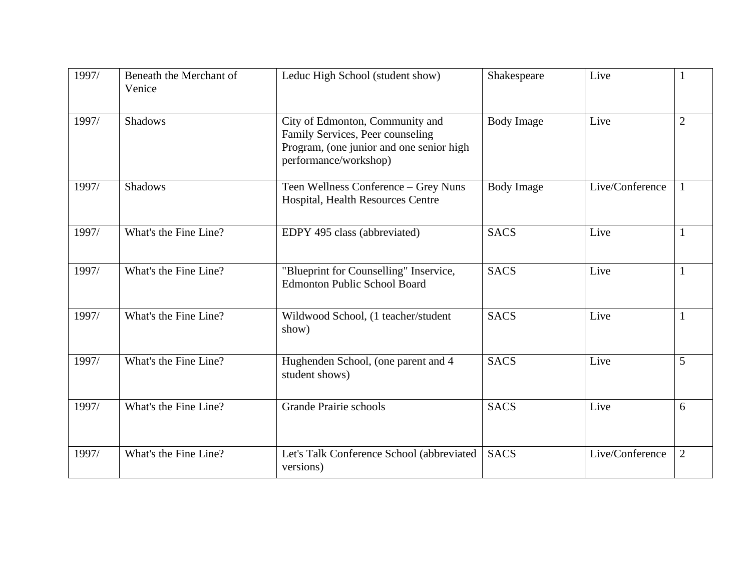| | | | | | |
|---|---|---|---|---|---|
| 1997/ | Beneath the Merchant of Venice | Leduc High School (student show) | Shakespeare | Live | 1 |
| 1997/ | Shadows | City of Edmonton, Community and Family Services, Peer counseling Program, (one junior and one senior high performance/workshop) | Body Image | Live | 2 |
| 1997/ | Shadows | Teen Wellness Conference – Grey Nuns Hospital, Health Resources Centre | Body Image | Live/Conference | 1 |
| 1997/ | What's the Fine Line? | EDPY 495 class (abbreviated) | SACS | Live | 1 |
| 1997/ | What's the Fine Line? | "Blueprint for Counselling" Inservice, Edmonton Public School Board | SACS | Live | 1 |
| 1997/ | What's the Fine Line? | Wildwood School, (1 teacher/student show) | SACS | Live | 1 |
| 1997/ | What's the Fine Line? | Hughenden School, (one parent and 4 student shows) | SACS | Live | 5 |
| 1997/ | What's the Fine Line? | Grande Prairie schools | SACS | Live | 6 |
| 1997/ | What's the Fine Line? | Let's Talk Conference School (abbreviated versions) | SACS | Live/Conference | 2 |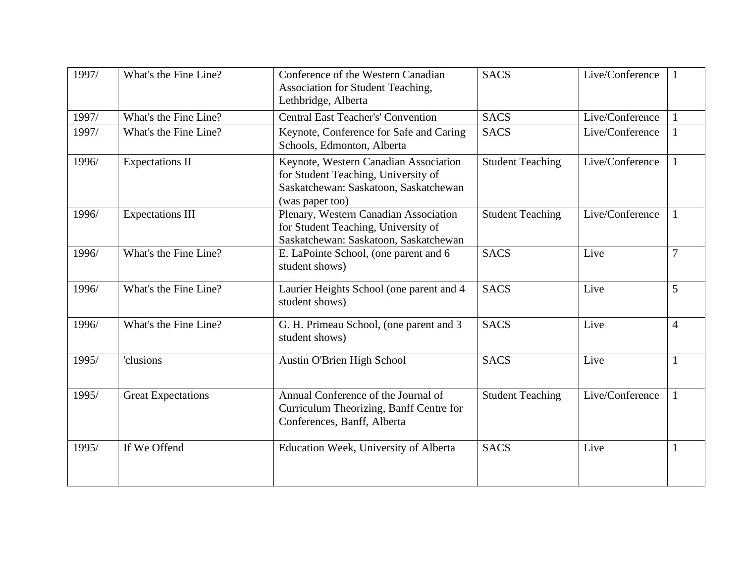| 1997/ | What's the Fine Line? | Conference of the Western Canadian Association for Student Teaching, Lethbridge, Alberta | SACS | Live/Conference | 1 |
|---|---|---|---|---|---|
| 1997/ | What's the Fine Line? | Central East Teacher's' Convention | SACS | Live/Conference | 1 |
| 1997/ | What's the Fine Line? | Keynote, Conference for Safe and Caring Schools, Edmonton, Alberta | SACS | Live/Conference | 1 |
| 1996/ | Expectations II | Keynote, Western Canadian Association for Student Teaching, University of Saskatchewan: Saskatoon, Saskatchewan (was paper too) | Student Teaching | Live/Conference | 1 |
| 1996/ | Expectations III | Plenary, Western Canadian Association for Student Teaching, University of Saskatchewan: Saskatoon, Saskatchewan | Student Teaching | Live/Conference | 1 |
| 1996/ | What's the Fine Line? | E. LaPointe School, (one parent and 6 student shows) | SACS | Live | 7 |
| 1996/ | What's the Fine Line? | Laurier Heights School (one parent and 4 student shows) | SACS | Live | 5 |
| 1996/ | What's the Fine Line? | G. H. Primeau School, (one parent and 3 student shows) | SACS | Live | 4 |
| 1995/ | 'clusions | Austin O'Brien High School | SACS | Live | 1 |
| 1995/ | Great Expectations | Annual Conference of the Journal of Curriculum Theorizing, Banff Centre for Conferences, Banff, Alberta | Student Teaching | Live/Conference | 1 |
| 1995/ | If We Offend | Education Week, University of Alberta | SACS | Live | 1 |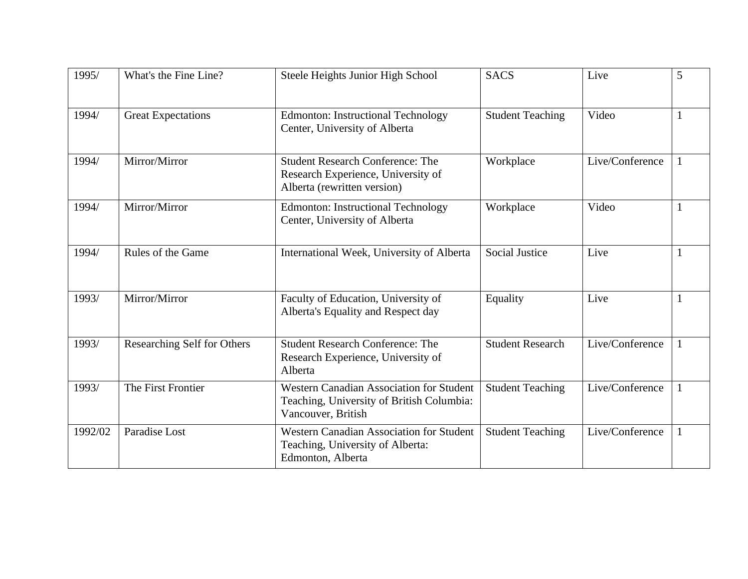| 1995/ | What's the Fine Line? | Steele Heights Junior High School | SACS | Live | 5 |
|---|---|---|---|---|---|
| 1994/ | Great Expectations | Edmonton: Instructional Technology Center, University of Alberta | Student Teaching | Video | 1 |
| 1994/ | Mirror/Mirror | Student Research Conference: The Research Experience, University of Alberta (rewritten version) | Workplace | Live/Conference | 1 |
| 1994/ | Mirror/Mirror | Edmonton: Instructional Technology Center, University of Alberta | Workplace | Video | 1 |
| 1994/ | Rules of the Game | International Week, University of Alberta | Social Justice | Live | 1 |
| 1993/ | Mirror/Mirror | Faculty of Education, University of Alberta's Equality and Respect day | Equality | Live | 1 |
| 1993/ | Researching Self for Others | Student Research Conference: The Research Experience, University of Alberta | Student Research | Live/Conference | 1 |
| 1993/ | The First Frontier | Western Canadian Association for Student Teaching, University of British Columbia: Vancouver, British | Student Teaching | Live/Conference | 1 |
| 1992/02 | Paradise Lost | Western Canadian Association for Student Teaching, University of Alberta: Edmonton, Alberta | Student Teaching | Live/Conference | 1 |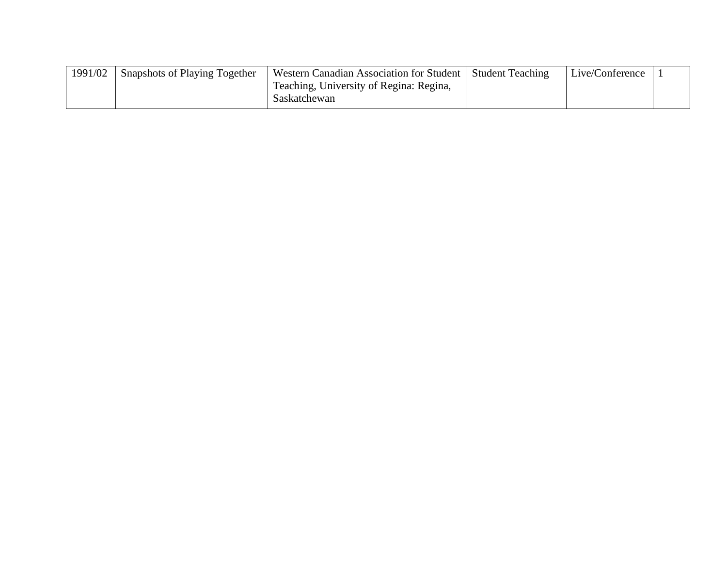| | | | | | |
|---|---|---|---|---|---|
| 1991/02 | Snapshots of Playing Together | Western Canadian Association for Student Teaching, University of Regina: Regina, Saskatchewan | Student Teaching | Live/Conference | 1 |